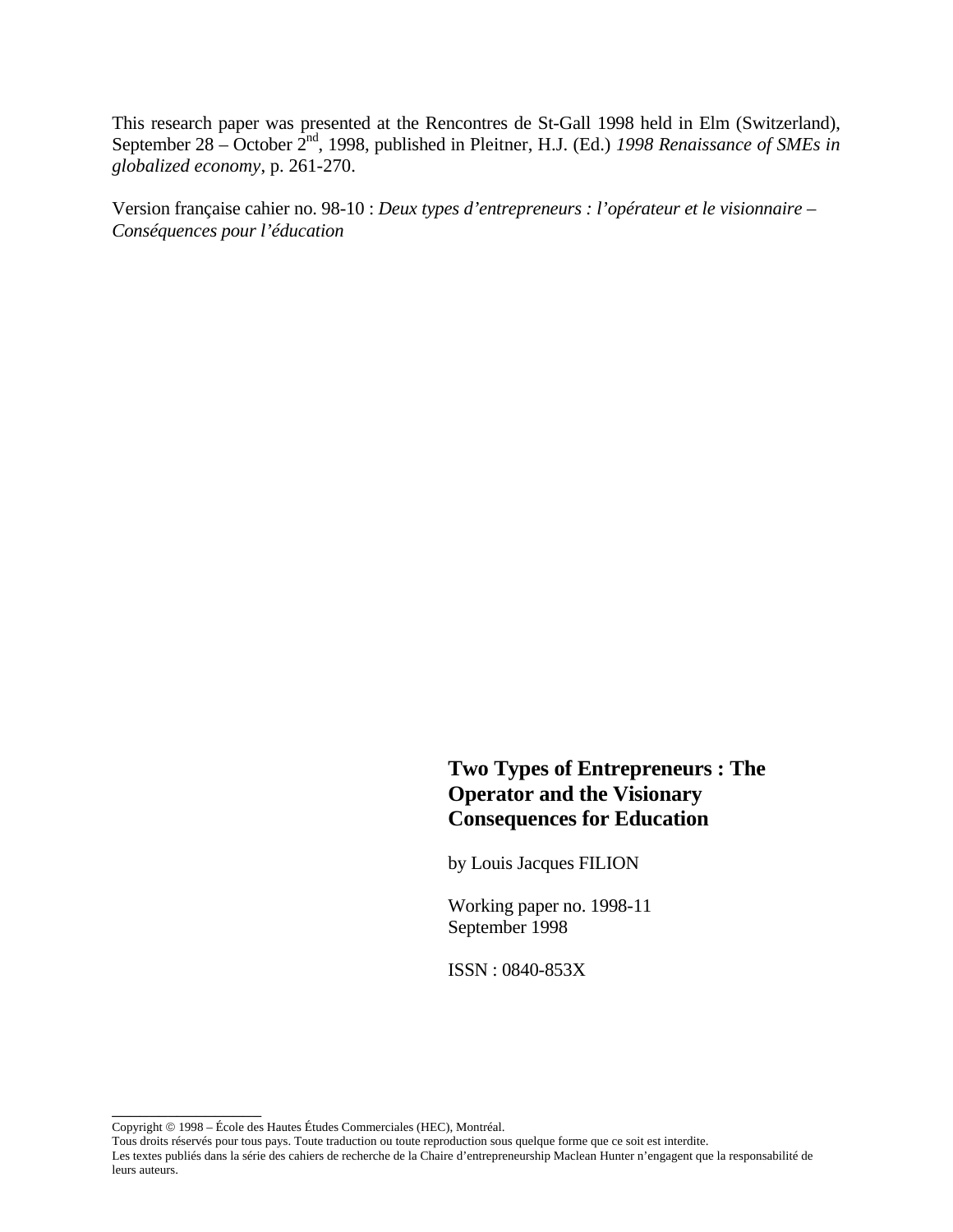This research paper was presented at the Rencontres de St-Gall 1998 held in Elm (Switzerland), September 28 – October 2nd, 1998, published in Pleitner, H.J. (Ed.) *1998 Renaissance of SMEs in globalized economy*, p. 261-270.

Version française cahier no. 98-10 : *Deux types d'entrepreneurs : l'opérateur et le visionnaire – Conséquences pour l'éducation*

# Two Types of Entrepreneurs : The Operator and the Visionary Consequences for Education

by Louis Jacques FILION

Working paper no. 1998-11
September 1998

ISSN : 0840-853X

---

Copyright © 1998 – École des Hautes Études Commerciales (HEC), Montréal.
Tous droits réservés pour tous pays. Toute traduction ou toute reproduction sous quelque forme que ce soit est interdite.
Les textes publiés dans la série des cahiers de recherche de la Chaire d'entrepreneurship Maclean Hunter n'engagent que la responsabilité de leurs auteurs.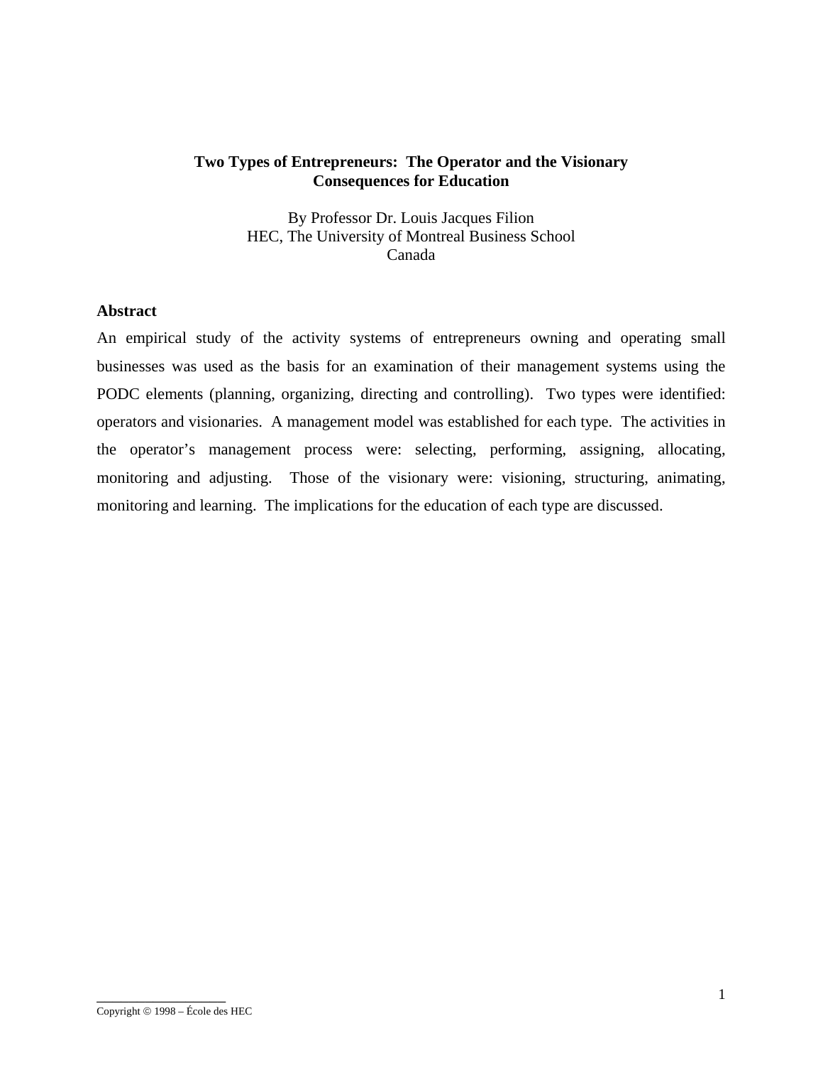# Two Types of Entrepreneurs: The Operator and the Visionary
# Consequences for Education

By Professor Dr. Louis Jacques Filion
HEC, The University of Montreal Business School
Canada

## Abstract

An empirical study of the activity systems of entrepreneurs owning and operating small businesses was used as the basis for an examination of their management systems using the PODC elements (planning, organizing, directing and controlling). Two types were identified: operators and visionaries. A management model was established for each type. The activities in the operator's management process were: selecting, performing, assigning, allocating, monitoring and adjusting. Those of the visionary were: visioning, structuring, animating, monitoring and learning. The implications for the education of each type are discussed.

Copyright © 1998 – École des HEC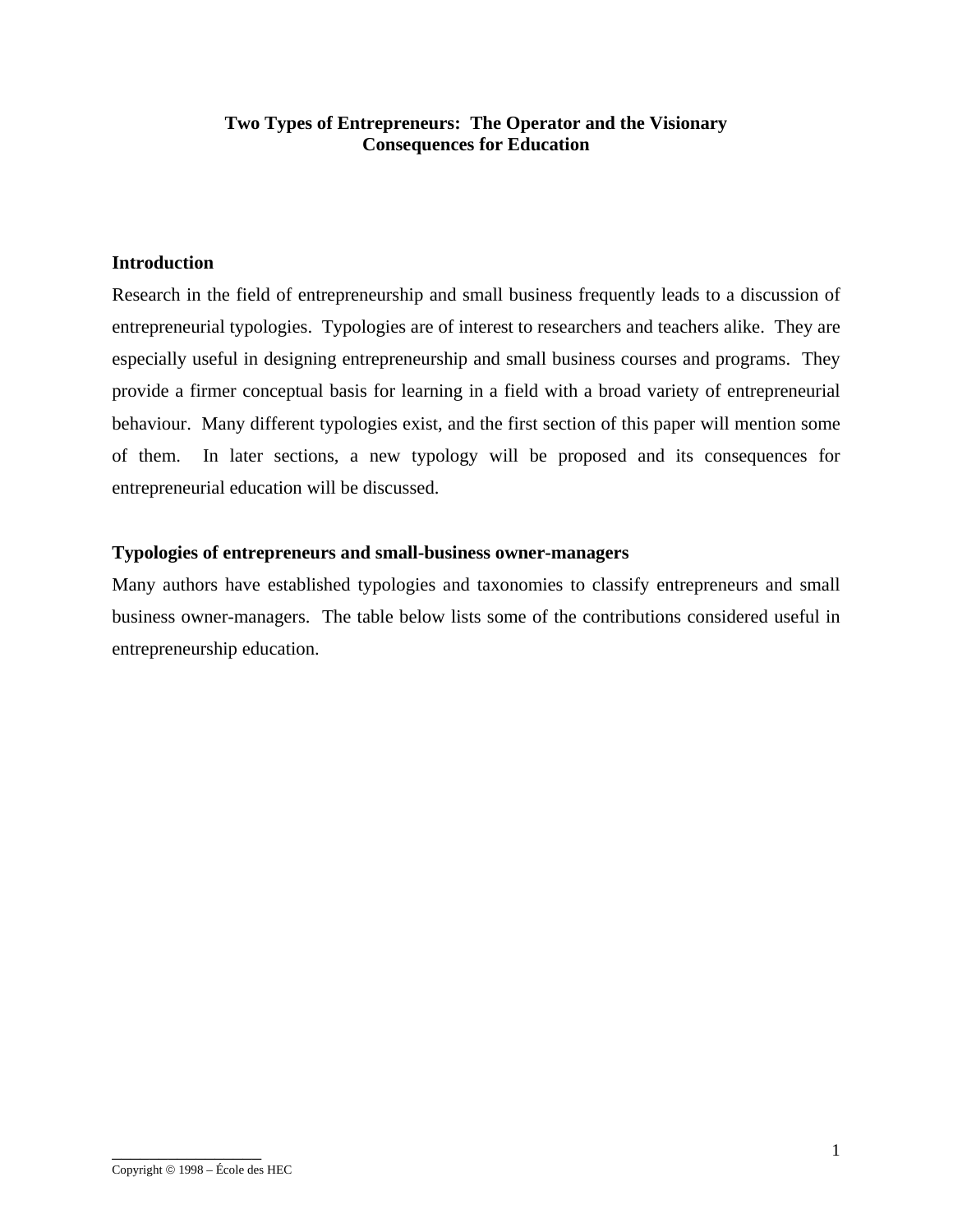**Two Types of Entrepreneurs: The Operator and the Visionary**
**Consequences for Education**

## Introduction

Research in the field of entrepreneurship and small business frequently leads to a discussion of entrepreneurial typologies. Typologies are of interest to researchers and teachers alike. They are especially useful in designing entrepreneurship and small business courses and programs. They provide a firmer conceptual basis for learning in a field with a broad variety of entrepreneurial behaviour. Many different typologies exist, and the first section of this paper will mention some of them. In later sections, a new typology will be proposed and its consequences for entrepreneurial education will be discussed.

## Typologies of entrepreneurs and small-business owner-managers

Many authors have established typologies and taxonomies to classify entrepreneurs and small business owner-managers. The table below lists some of the contributions considered useful in entrepreneurship education.

Copyright © 1998 – École des HEC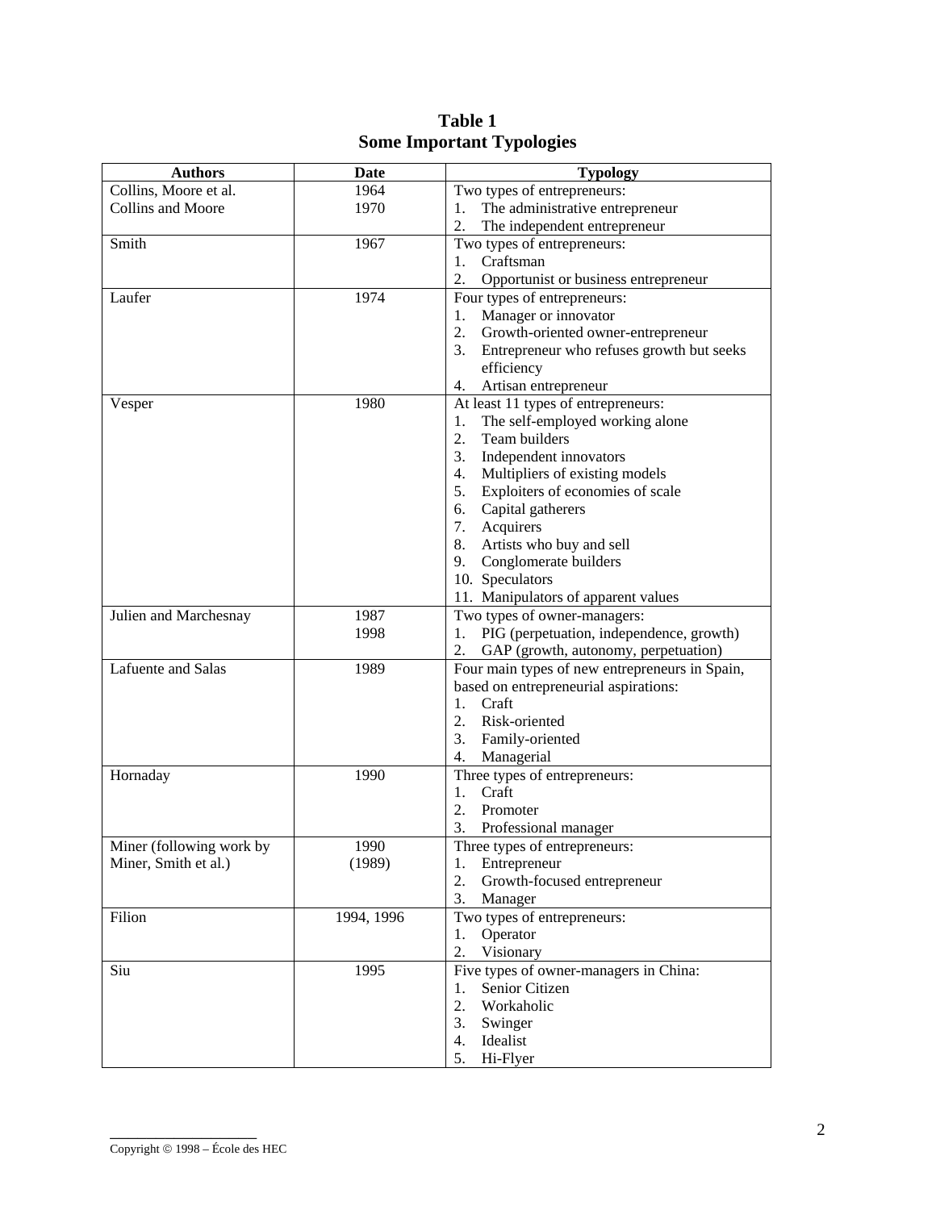**Table 1**
**Some Important Typologies**

| Authors | Date | Typology |
|---|---|---|
| Collins, Moore et al.<br>Collins and Moore | 1964<br>1970 | Two types of entrepreneurs:<br>1. The administrative entrepreneur<br>2. The independent entrepreneur |
| Smith | 1967 | Two types of entrepreneurs:<br>1. Craftsman<br>2. Opportunist or business entrepreneur |
| Laufer | 1974 | Four types of entrepreneurs:<br>1. Manager or innovator<br>2. Growth-oriented owner-entrepreneur<br>3. Entrepreneur who refuses growth but seeks efficiency<br>4. Artisan entrepreneur |
| Vesper | 1980 | At least 11 types of entrepreneurs:<br>1. The self-employed working alone<br>2. Team builders<br>3. Independent innovators<br>4. Multipliers of existing models<br>5. Exploiters of economies of scale<br>6. Capital gatherers<br>7. Acquirers<br>8. Artists who buy and sell<br>9. Conglomerate builders<br>10. Speculators<br>11. Manipulators of apparent values |
| Julien and Marchesnay | 1987<br>1998 | Two types of owner-managers:<br>1. PIG (perpetuation, independence, growth)<br>2. GAP (growth, autonomy, perpetuation) |
| Lafuente and Salas | 1989 | Four main types of new entrepreneurs in Spain, based on entrepreneurial aspirations:<br>1. Craft<br>2. Risk-oriented<br>3. Family-oriented<br>4. Managerial |
| Hornaday | 1990 | Three types of entrepreneurs:<br>1. Craft<br>2. Promoter<br>3. Professional manager |
| Miner (following work by Miner, Smith et al.) | 1990<br>(1989) | Three types of entrepreneurs:<br>1. Entrepreneur<br>2. Growth-focused entrepreneur<br>3. Manager |
| Filion | 1994, 1996 | Two types of entrepreneurs:<br>1. Operator<br>2. Visionary |
| Siu | 1995 | Five types of owner-managers in China:<br>1. Senior Citizen<br>2. Workaholic<br>3. Swinger<br>4. Idealist<br>5. Hi-Flyer |

Copyright © 1998 – École des HEC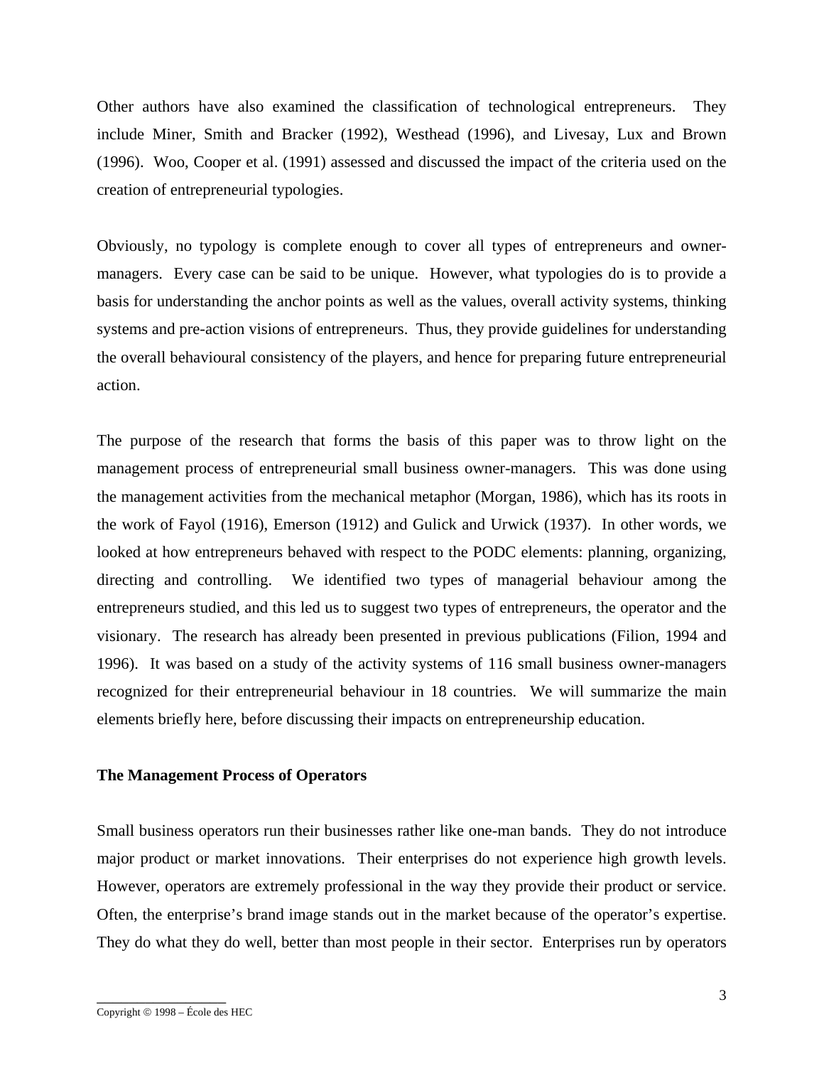Other authors have also examined the classification of technological entrepreneurs. They include Miner, Smith and Bracker (1992), Westhead (1996), and Livesay, Lux and Brown (1996). Woo, Cooper et al. (1991) assessed and discussed the impact of the criteria used on the creation of entrepreneurial typologies.

Obviously, no typology is complete enough to cover all types of entrepreneurs and owner-managers. Every case can be said to be unique. However, what typologies do is to provide a basis for understanding the anchor points as well as the values, overall activity systems, thinking systems and pre-action visions of entrepreneurs. Thus, they provide guidelines for understanding the overall behavioural consistency of the players, and hence for preparing future entrepreneurial action.

The purpose of the research that forms the basis of this paper was to throw light on the management process of entrepreneurial small business owner-managers. This was done using the management activities from the mechanical metaphor (Morgan, 1986), which has its roots in the work of Fayol (1916), Emerson (1912) and Gulick and Urwick (1937). In other words, we looked at how entrepreneurs behaved with respect to the PODC elements: planning, organizing, directing and controlling. We identified two types of managerial behaviour among the entrepreneurs studied, and this led us to suggest two types of entrepreneurs, the operator and the visionary. The research has already been presented in previous publications (Filion, 1994 and 1996). It was based on a study of the activity systems of 116 small business owner-managers recognized for their entrepreneurial behaviour in 18 countries. We will summarize the main elements briefly here, before discussing their impacts on entrepreneurship education.

**The Management Process of Operators**

Small business operators run their businesses rather like one-man bands. They do not introduce major product or market innovations. Their enterprises do not experience high growth levels. However, operators are extremely professional in the way they provide their product or service. Often, the enterprise's brand image stands out in the market because of the operator's expertise. They do what they do well, better than most people in their sector. Enterprises run by operators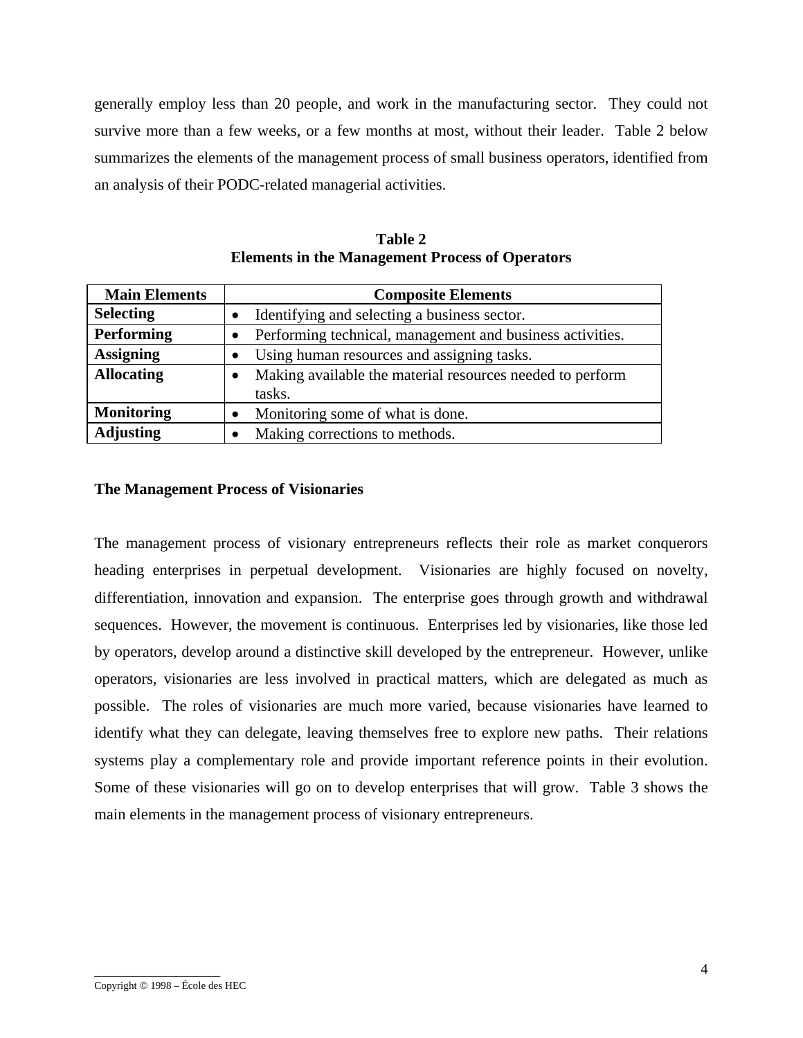generally employ less than 20 people, and work in the manufacturing sector. They could not survive more than a few weeks, or a few months at most, without their leader. Table 2 below summarizes the elements of the management process of small business operators, identified from an analysis of their PODC-related managerial activities.

**Table 2**
**Elements in the Management Process of Operators**

| Main Elements | Composite Elements |
|---|---|
| **Selecting** | • Identifying and selecting a business sector. |
| **Performing** | • Performing technical, management and business activities. |
| **Assigning** | • Using human resources and assigning tasks. |
| **Allocating** | • Making available the material resources needed to perform tasks. |
| **Monitoring** | • Monitoring some of what is done. |
| **Adjusting** | • Making corrections to methods. |

### The Management Process of Visionaries

The management process of visionary entrepreneurs reflects their role as market conquerors heading enterprises in perpetual development. Visionaries are highly focused on novelty, differentiation, innovation and expansion. The enterprise goes through growth and withdrawal sequences. However, the movement is continuous. Enterprises led by visionaries, like those led by operators, develop around a distinctive skill developed by the entrepreneur. However, unlike operators, visionaries are less involved in practical matters, which are delegated as much as possible. The roles of visionaries are much more varied, because visionaries have learned to identify what they can delegate, leaving themselves free to explore new paths. Their relations systems play a complementary role and provide important reference points in their evolution. Some of these visionaries will go on to develop enterprises that will grow. Table 3 shows the main elements in the management process of visionary entrepreneurs.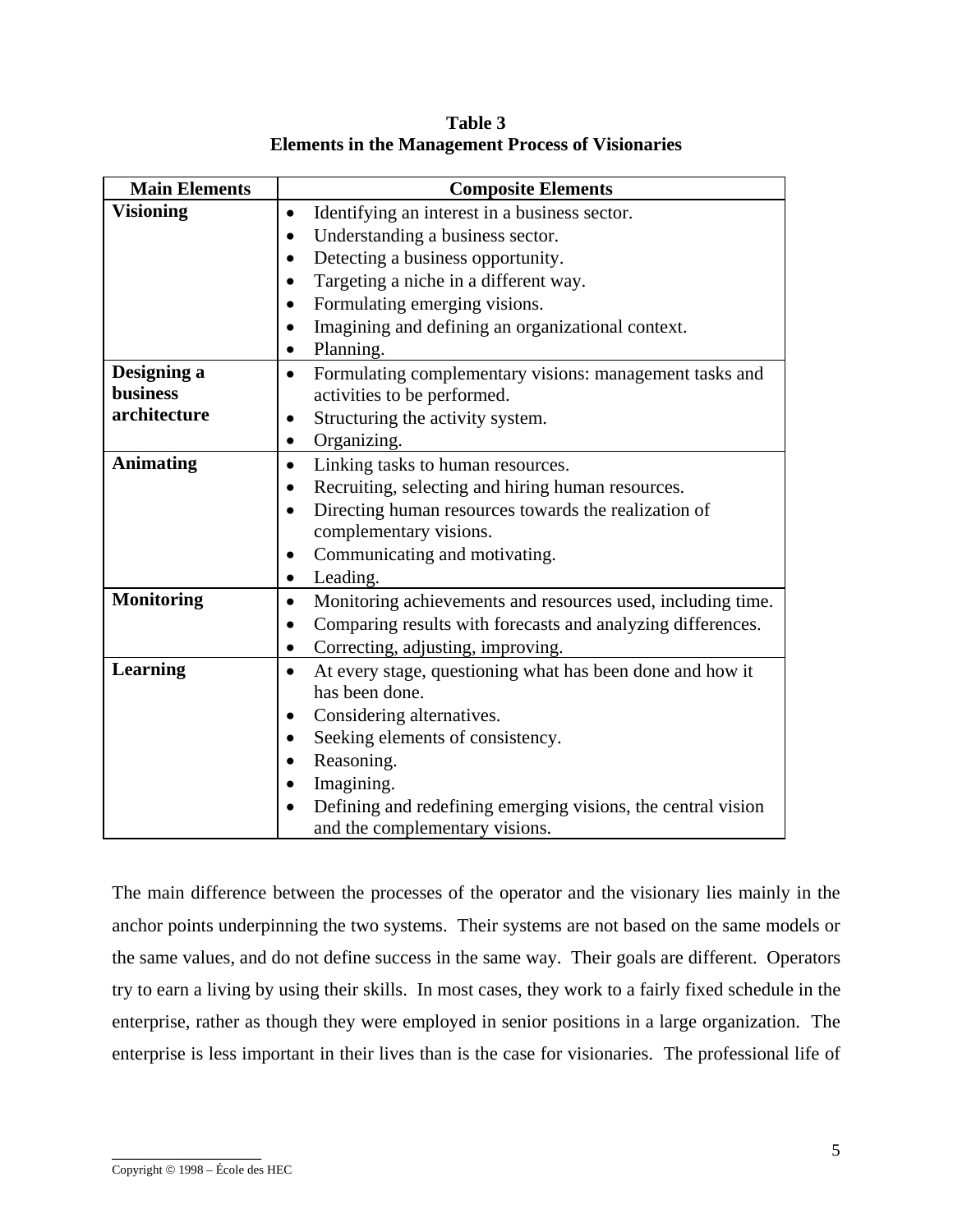**Table 3**
**Elements in the Management Process of Visionaries**

| Main Elements | Composite Elements |
|---|---|
| **Visioning** | • Identifying an interest in a business sector.<br>• Understanding a business sector.<br>• Detecting a business opportunity.<br>• Targeting a niche in a different way.<br>• Formulating emerging visions.<br>• Imagining and defining an organizational context.<br>• Planning. |
| **Designing a business architecture** | • Formulating complementary visions: management tasks and activities to be performed.<br>• Structuring the activity system.<br>• Organizing. |
| **Animating** | • Linking tasks to human resources.<br>• Recruiting, selecting and hiring human resources.<br>• Directing human resources towards the realization of complementary visions.<br>• Communicating and motivating.<br>• Leading. |
| **Monitoring** | • Monitoring achievements and resources used, including time.<br>• Comparing results with forecasts and analyzing differences.<br>• Correcting, adjusting, improving. |
| **Learning** | • At every stage, questioning what has been done and how it has been done.<br>• Considering alternatives.<br>• Seeking elements of consistency.<br>• Reasoning.<br>• Imagining.<br>• Defining and redefining emerging visions, the central vision and the complementary visions. |

The main difference between the processes of the operator and the visionary lies mainly in the anchor points underpinning the two systems. Their systems are not based on the same models or the same values, and do not define success in the same way. Their goals are different. Operators try to earn a living by using their skills. In most cases, they work to a fairly fixed schedule in the enterprise, rather as though they were employed in senior positions in a large organization. The enterprise is less important in their lives than is the case for visionaries. The professional life of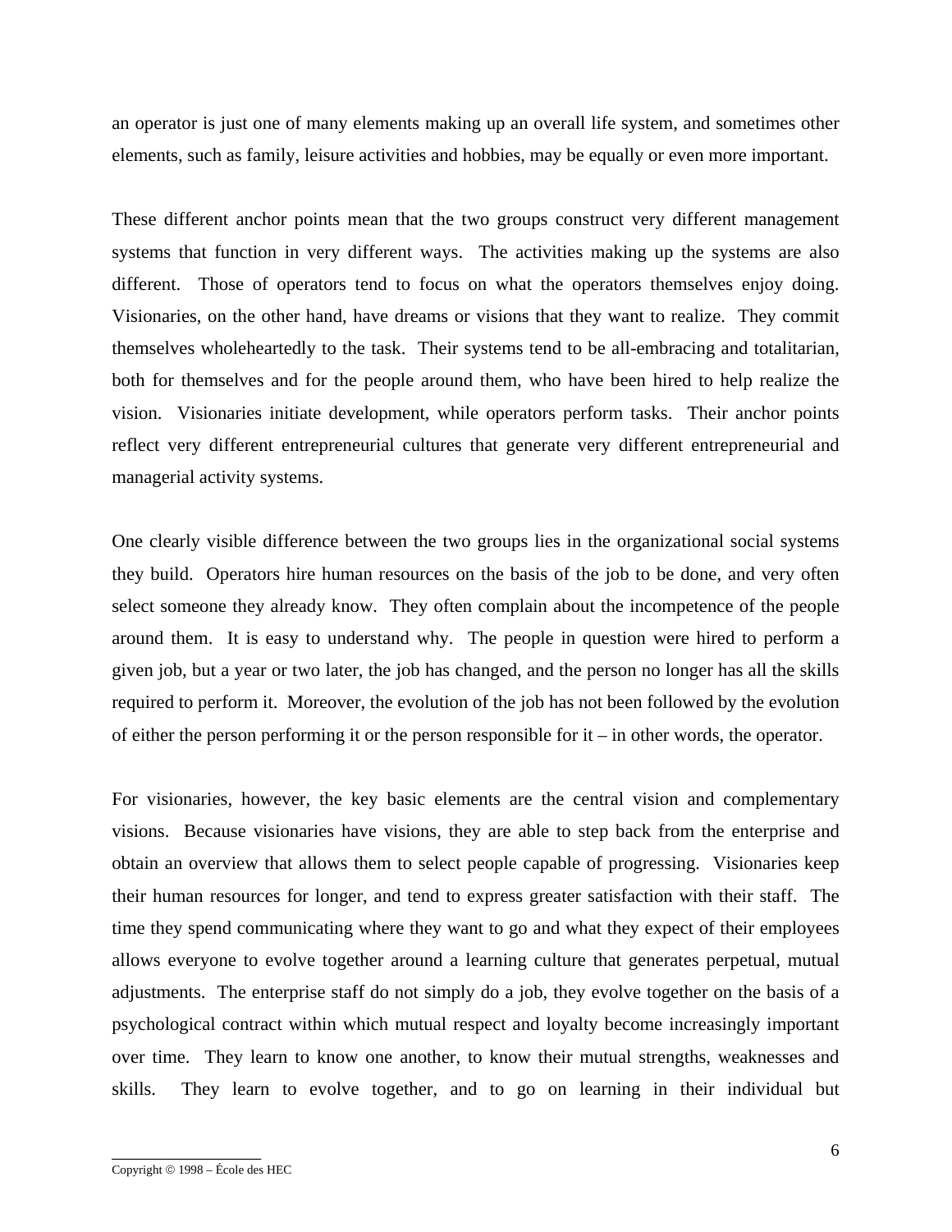an operator is just one of many elements making up an overall life system, and sometimes other elements, such as family, leisure activities and hobbies, may be equally or even more important.

These different anchor points mean that the two groups construct very different management systems that function in very different ways. The activities making up the systems are also different. Those of operators tend to focus on what the operators themselves enjoy doing. Visionaries, on the other hand, have dreams or visions that they want to realize. They commit themselves wholeheartedly to the task. Their systems tend to be all-embracing and totalitarian, both for themselves and for the people around them, who have been hired to help realize the vision. Visionaries initiate development, while operators perform tasks. Their anchor points reflect very different entrepreneurial cultures that generate very different entrepreneurial and managerial activity systems.

One clearly visible difference between the two groups lies in the organizational social systems they build. Operators hire human resources on the basis of the job to be done, and very often select someone they already know. They often complain about the incompetence of the people around them. It is easy to understand why. The people in question were hired to perform a given job, but a year or two later, the job has changed, and the person no longer has all the skills required to perform it. Moreover, the evolution of the job has not been followed by the evolution of either the person performing it or the person responsible for it – in other words, the operator.

For visionaries, however, the key basic elements are the central vision and complementary visions. Because visionaries have visions, they are able to step back from the enterprise and obtain an overview that allows them to select people capable of progressing. Visionaries keep their human resources for longer, and tend to express greater satisfaction with their staff. The time they spend communicating where they want to go and what they expect of their employees allows everyone to evolve together around a learning culture that generates perpetual, mutual adjustments. The enterprise staff do not simply do a job, they evolve together on the basis of a psychological contract within which mutual respect and loyalty become increasingly important over time. They learn to know one another, to know their mutual strengths, weaknesses and skills. They learn to evolve together, and to go on learning in their individual but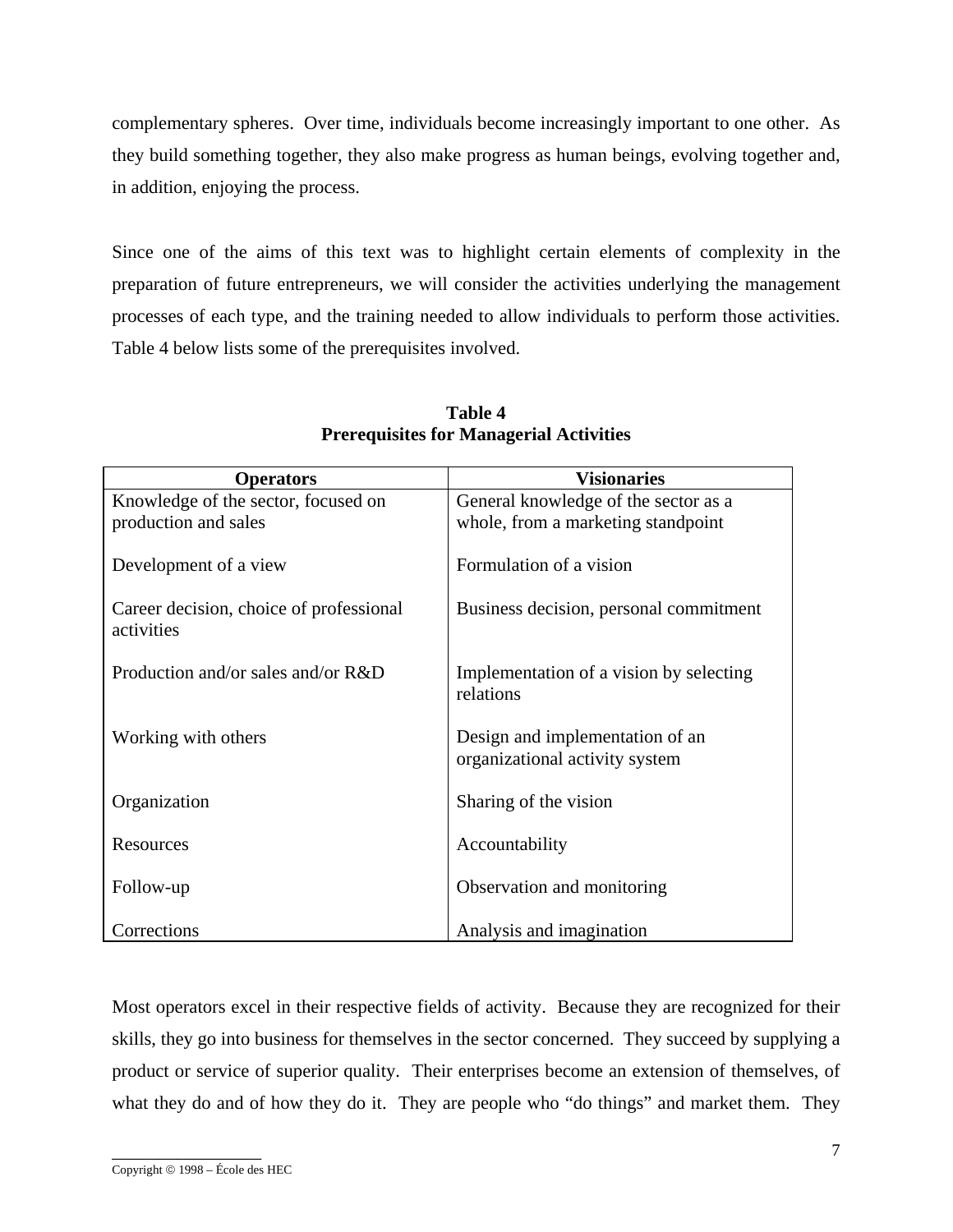complementary spheres. Over time, individuals become increasingly important to one other. As they build something together, they also make progress as human beings, evolving together and, in addition, enjoying the process.

Since one of the aims of this text was to highlight certain elements of complexity in the preparation of future entrepreneurs, we will consider the activities underlying the management processes of each type, and the training needed to allow individuals to perform those activities. Table 4 below lists some of the prerequisites involved.

**Table 4**
**Prerequisites for Managerial Activities**

| Operators | Visionaries |
|---|---|
| Knowledge of the sector, focused on production and sales | General knowledge of the sector as a whole, from a marketing standpoint |
| Development of a view | Formulation of a vision |
| Career decision, choice of professional activities | Business decision, personal commitment |
| Production and/or sales and/or R&D | Implementation of a vision by selecting relations |
| Working with others | Design and implementation of an organizational activity system |
| Organization | Sharing of the vision |
| Resources | Accountability |
| Follow-up | Observation and monitoring |
| Corrections | Analysis and imagination |

Most operators excel in their respective fields of activity. Because they are recognized for their skills, they go into business for themselves in the sector concerned. They succeed by supplying a product or service of superior quality. Their enterprises become an extension of themselves, of what they do and of how they do it. They are people who "do things" and market them. They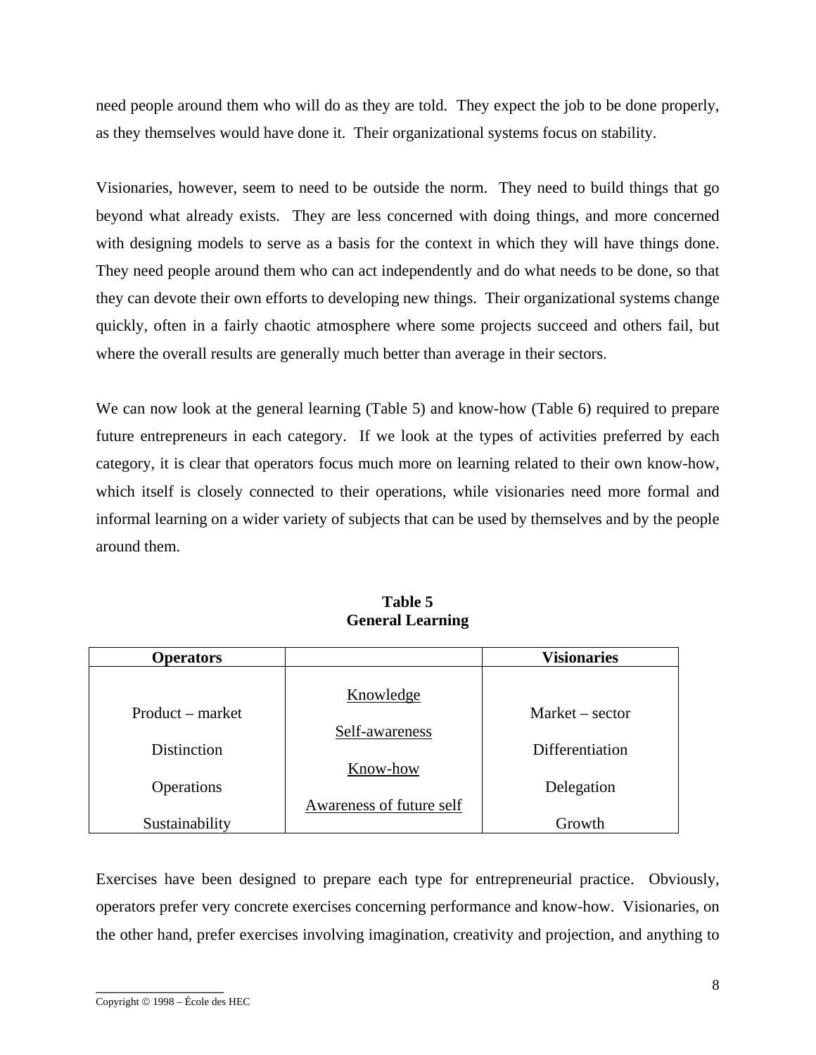need people around them who will do as they are told. They expect the job to be done properly, as they themselves would have done it. Their organizational systems focus on stability.

Visionaries, however, seem to need to be outside the norm. They need to build things that go beyond what already exists. They are less concerned with doing things, and more concerned with designing models to serve as a basis for the context in which they will have things done. They need people around them who can act independently and do what needs to be done, so that they can devote their own efforts to developing new things. Their organizational systems change quickly, often in a fairly chaotic atmosphere where some projects succeed and others fail, but where the overall results are generally much better than average in their sectors.

We can now look at the general learning (Table 5) and know-how (Table 6) required to prepare future entrepreneurs in each category. If we look at the types of activities preferred by each category, it is clear that operators focus much more on learning related to their own know-how, which itself is closely connected to their operations, while visionaries need more formal and informal learning on a wider variety of subjects that can be used by themselves and by the people around them.

**Table 5**
**General Learning**

| **Operators** | | **Visionaries** |
|---|---|---|
| Product – market | Knowledge | Market – sector |
| Distinction | Self-awareness | Differentiation |
| Operations | Know-how | Delegation |
| Sustainability | Awareness of future self | Growth |

Exercises have been designed to prepare each type for entrepreneurial practice. Obviously, operators prefer very concrete exercises concerning performance and know-how. Visionaries, on the other hand, prefer exercises involving imagination, creativity and projection, and anything to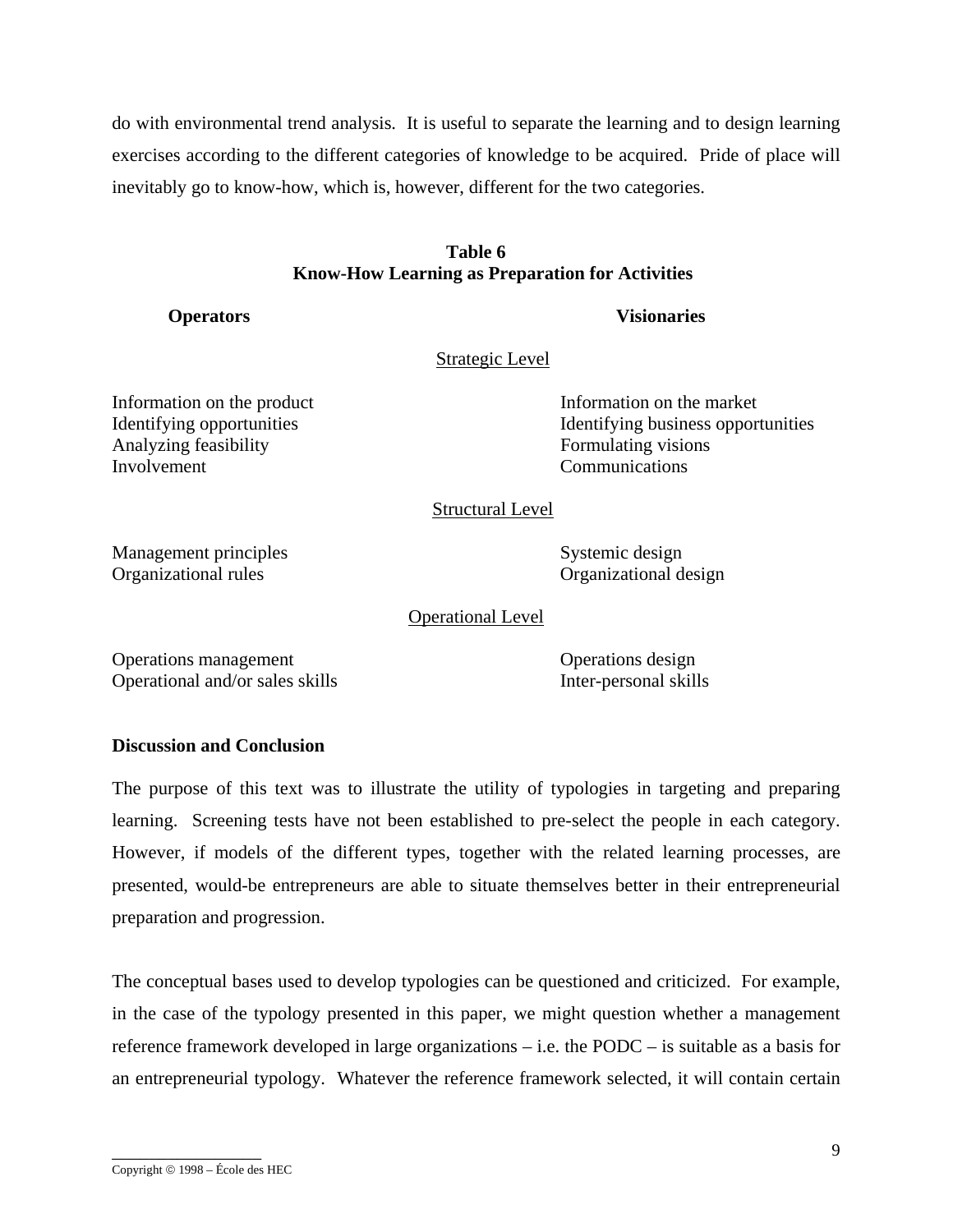do with environmental trend analysis. It is useful to separate the learning and to design learning exercises according to the different categories of knowledge to be acquired. Pride of place will inevitably go to know-how, which is, however, different for the two categories.

**Table 6**
**Know-How Learning as Preparation for Activities**

| Operators | Visionaries |
|---|---|
| *Strategic Level* | |
| Information on the product | Information on the market |
| Identifying opportunities | Identifying business opportunities |
| Analyzing feasibility | Formulating visions |
| Involvement | Communications |
| *Structural Level* | |
| Management principles | Systemic design |
| Organizational rules | Organizational design |
| *Operational Level* | |
| Operations management | Operations design |
| Operational and/or sales skills | Inter-personal skills |

## Discussion and Conclusion

The purpose of this text was to illustrate the utility of typologies in targeting and preparing learning. Screening tests have not been established to pre-select the people in each category. However, if models of the different types, together with the related learning processes, are presented, would-be entrepreneurs are able to situate themselves better in their entrepreneurial preparation and progression.

The conceptual bases used to develop typologies can be questioned and criticized. For example, in the case of the typology presented in this paper, we might question whether a management reference framework developed in large organizations – i.e. the PODC – is suitable as a basis for an entrepreneurial typology. Whatever the reference framework selected, it will contain certain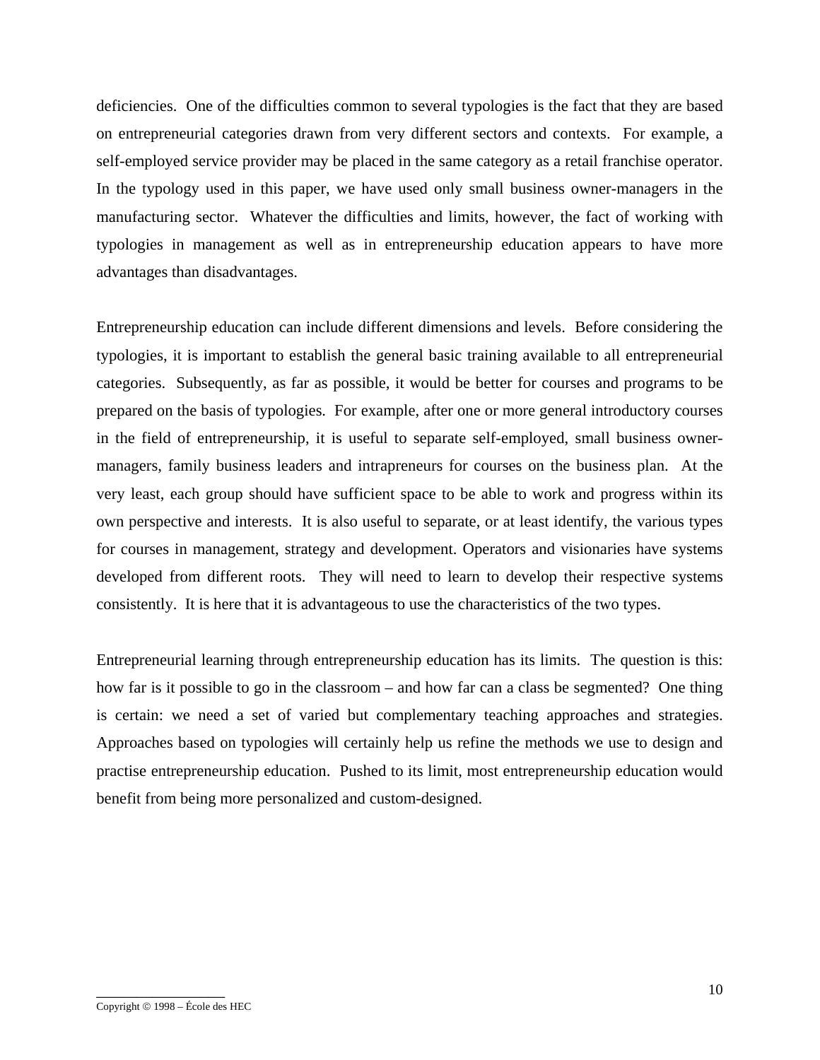deficiencies. One of the difficulties common to several typologies is the fact that they are based on entrepreneurial categories drawn from very different sectors and contexts. For example, a self-employed service provider may be placed in the same category as a retail franchise operator. In the typology used in this paper, we have used only small business owner-managers in the manufacturing sector. Whatever the difficulties and limits, however, the fact of working with typologies in management as well as in entrepreneurship education appears to have more advantages than disadvantages.

Entrepreneurship education can include different dimensions and levels. Before considering the typologies, it is important to establish the general basic training available to all entrepreneurial categories. Subsequently, as far as possible, it would be better for courses and programs to be prepared on the basis of typologies. For example, after one or more general introductory courses in the field of entrepreneurship, it is useful to separate self-employed, small business owner-managers, family business leaders and intrapreneurs for courses on the business plan. At the very least, each group should have sufficient space to be able to work and progress within its own perspective and interests. It is also useful to separate, or at least identify, the various types for courses in management, strategy and development. Operators and visionaries have systems developed from different roots. They will need to learn to develop their respective systems consistently. It is here that it is advantageous to use the characteristics of the two types.

Entrepreneurial learning through entrepreneurship education has its limits. The question is this: how far is it possible to go in the classroom – and how far can a class be segmented? One thing is certain: we need a set of varied but complementary teaching approaches and strategies. Approaches based on typologies will certainly help us refine the methods we use to design and practise entrepreneurship education. Pushed to its limit, most entrepreneurship education would benefit from being more personalized and custom-designed.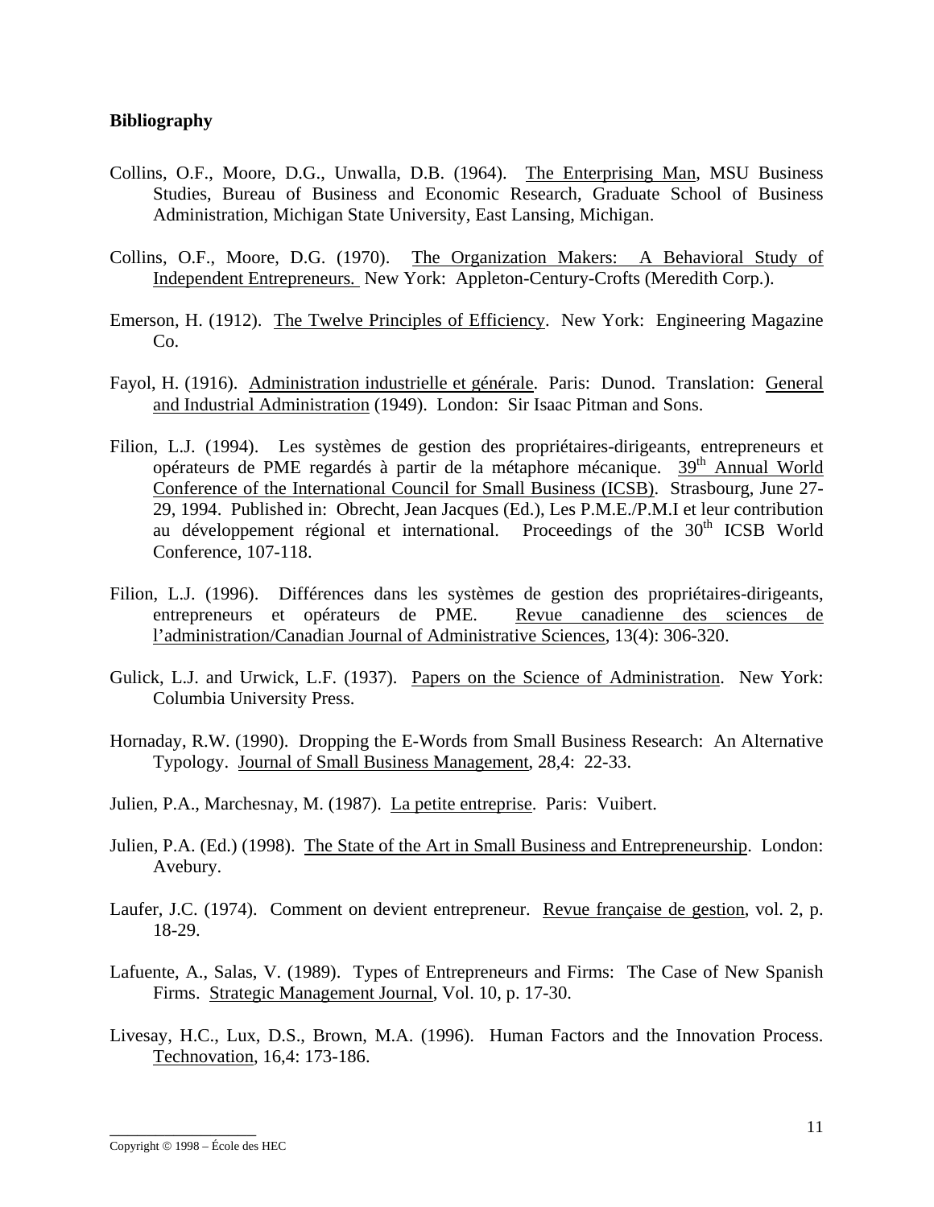**Bibliography**

Collins, O.F., Moore, D.G., Unwalla, D.B. (1964). The Enterprising Man, MSU Business Studies, Bureau of Business and Economic Research, Graduate School of Business Administration, Michigan State University, East Lansing, Michigan.

Collins, O.F., Moore, D.G. (1970). The Organization Makers: A Behavioral Study of Independent Entrepreneurs. New York: Appleton-Century-Crofts (Meredith Corp.).

Emerson, H. (1912). The Twelve Principles of Efficiency. New York: Engineering Magazine Co.

Fayol, H. (1916). Administration industrielle et générale. Paris: Dunod. Translation: General and Industrial Administration (1949). London: Sir Isaac Pitman and Sons.

Filion, L.J. (1994). Les systèmes de gestion des propriétaires-dirigeants, entrepreneurs et opérateurs de PME regardés à partir de la métaphore mécanique. 39th Annual World Conference of the International Council for Small Business (ICSB). Strasbourg, June 27-29, 1994. Published in: Obrecht, Jean Jacques (Ed.), Les P.M.E./P.M.I et leur contribution au développement régional et international. Proceedings of the 30th ICSB World Conference, 107-118.

Filion, L.J. (1996). Différences dans les systèmes de gestion des propriétaires-dirigeants, entrepreneurs et opérateurs de PME. Revue canadienne des sciences de l'administration/Canadian Journal of Administrative Sciences, 13(4): 306-320.

Gulick, L.J. and Urwick, L.F. (1937). Papers on the Science of Administration. New York: Columbia University Press.

Hornaday, R.W. (1990). Dropping the E-Words from Small Business Research: An Alternative Typology. Journal of Small Business Management, 28,4: 22-33.

Julien, P.A., Marchesnay, M. (1987). La petite entreprise. Paris: Vuibert.

Julien, P.A. (Ed.) (1998). The State of the Art in Small Business and Entrepreneurship. London: Avebury.

Laufer, J.C. (1974). Comment on devient entrepreneur. Revue française de gestion, vol. 2, p. 18-29.

Lafuente, A., Salas, V. (1989). Types of Entrepreneurs and Firms: The Case of New Spanish Firms. Strategic Management Journal, Vol. 10, p. 17-30.

Livesay, H.C., Lux, D.S., Brown, M.A. (1996). Human Factors and the Innovation Process. Technovation, 16,4: 173-186.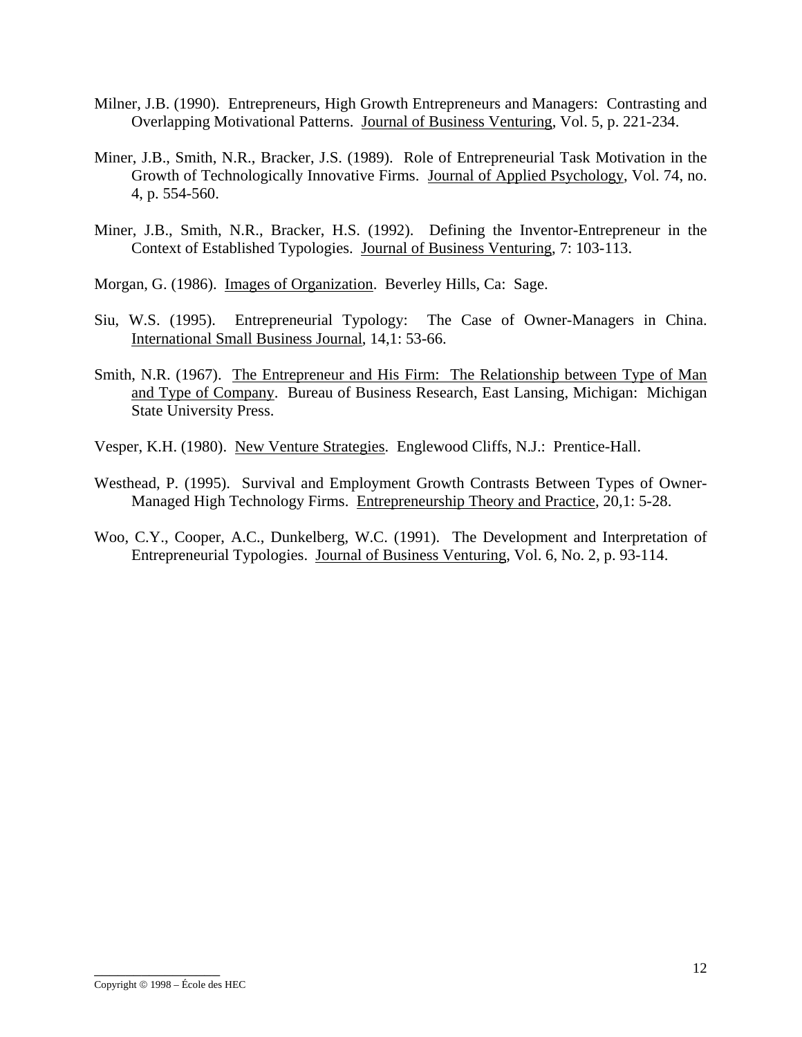Milner, J.B. (1990). Entrepreneurs, High Growth Entrepreneurs and Managers: Contrasting and Overlapping Motivational Patterns. Journal of Business Venturing, Vol. 5, p. 221-234.

Miner, J.B., Smith, N.R., Bracker, J.S. (1989). Role of Entrepreneurial Task Motivation in the Growth of Technologically Innovative Firms. Journal of Applied Psychology, Vol. 74, no. 4, p. 554-560.

Miner, J.B., Smith, N.R., Bracker, H.S. (1992). Defining the Inventor-Entrepreneur in the Context of Established Typologies. Journal of Business Venturing, 7: 103-113.

Morgan, G. (1986). Images of Organization. Beverley Hills, Ca: Sage.

Siu, W.S. (1995). Entrepreneurial Typology: The Case of Owner-Managers in China. International Small Business Journal, 14,1: 53-66.

Smith, N.R. (1967). The Entrepreneur and His Firm: The Relationship between Type of Man and Type of Company. Bureau of Business Research, East Lansing, Michigan: Michigan State University Press.

Vesper, K.H. (1980). New Venture Strategies. Englewood Cliffs, N.J.: Prentice-Hall.

Westhead, P. (1995). Survival and Employment Growth Contrasts Between Types of Owner-Managed High Technology Firms. Entrepreneurship Theory and Practice, 20,1: 5-28.

Woo, C.Y., Cooper, A.C., Dunkelberg, W.C. (1991). The Development and Interpretation of Entrepreneurial Typologies. Journal of Business Venturing, Vol. 6, No. 2, p. 93-114.

Copyright © 1998 – École des HEC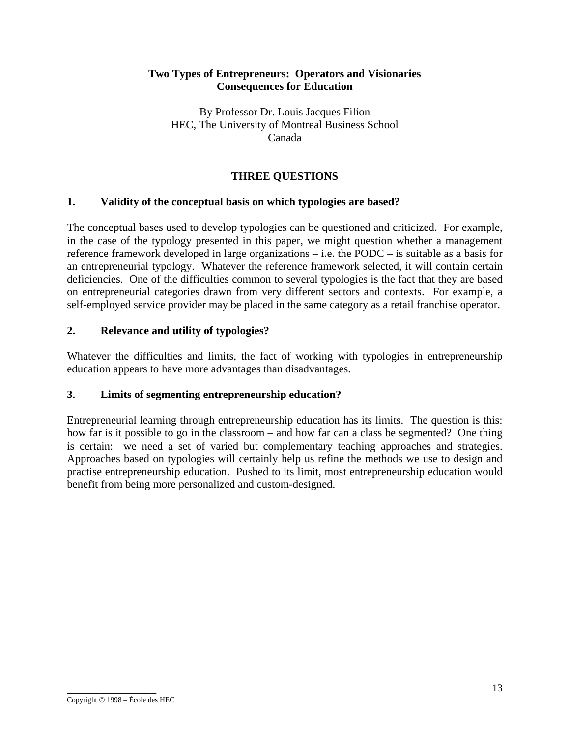**Two Types of Entrepreneurs: Operators and Visionaries**
**Consequences for Education**

By Professor Dr. Louis Jacques Filion
HEC, The University of Montreal Business School
Canada

## THREE QUESTIONS

### 1. Validity of the conceptual basis on which typologies are based?

The conceptual bases used to develop typologies can be questioned and criticized. For example, in the case of the typology presented in this paper, we might question whether a management reference framework developed in large organizations – i.e. the PODC – is suitable as a basis for an entrepreneurial typology. Whatever the reference framework selected, it will contain certain deficiencies. One of the difficulties common to several typologies is the fact that they are based on entrepreneurial categories drawn from very different sectors and contexts. For example, a self-employed service provider may be placed in the same category as a retail franchise operator.

### 2. Relevance and utility of typologies?

Whatever the difficulties and limits, the fact of working with typologies in entrepreneurship education appears to have more advantages than disadvantages.

### 3. Limits of segmenting entrepreneurship education?

Entrepreneurial learning through entrepreneurship education has its limits. The question is this: how far is it possible to go in the classroom – and how far can a class be segmented? One thing is certain: we need a set of varied but complementary teaching approaches and strategies. Approaches based on typologies will certainly help us refine the methods we use to design and practise entrepreneurship education. Pushed to its limit, most entrepreneurship education would benefit from being more personalized and custom-designed.